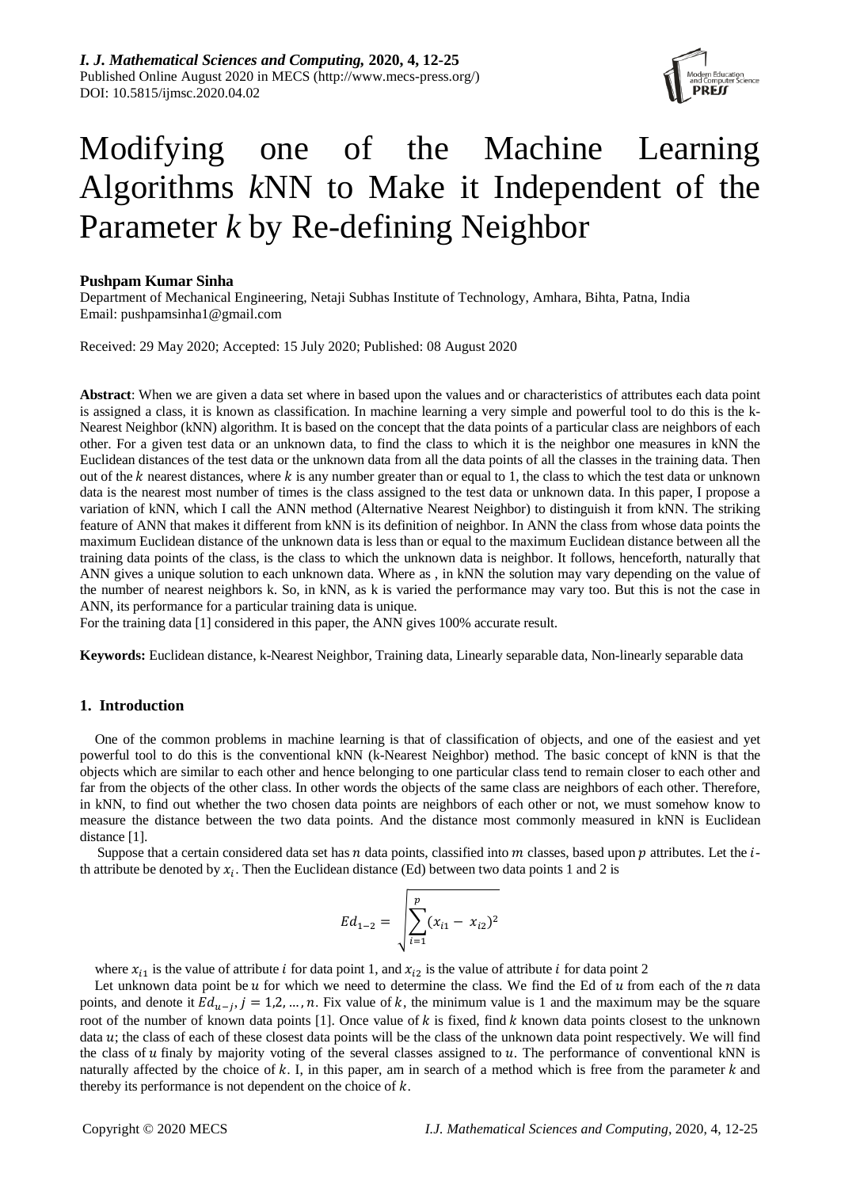*I. J. Mathematical Sciences and Computing,* **2020, 4, 12-25**
Published Online August 2020 in MECS (http://www.mecs-press.org/)
DOI: 10.5815/ijmsc.2020.04.02

# Modifying one of the Machine Learning Algorithms *k*NN to Make it Independent of the Parameter *k* by Re-defining Neighbor

**Pushpam Kumar Sinha**

Department of Mechanical Engineering, Netaji Subhas Institute of Technology, Amhara, Bihta, Patna, India
Email: pushpamsinha1@gmail.com

Received: 29 May 2020; Accepted: 15 July 2020; Published: 08 August 2020

**Abstract**: When we are given a data set where in based upon the values and or characteristics of attributes each data point is assigned a class, it is known as classification. In machine learning a very simple and powerful tool to do this is the k-Nearest Neighbor (kNN) algorithm. It is based on the concept that the data points of a particular class are neighbors of each other. For a given test data or an unknown data, to find the class to which it is the neighbor one measures in kNN the Euclidean distances of the test data or the unknown data from all the data points of all the classes in the training data. Then out of the $k$ nearest distances, where $k$ is any number greater than or equal to 1, the class to which the test data or unknown data is the nearest most number of times is the class assigned to the test data or unknown data. In this paper, I propose a variation of kNN, which I call the ANN method (Alternative Nearest Neighbor) to distinguish it from kNN. The striking feature of ANN that makes it different from kNN is its definition of neighbor. In ANN the class from whose data points the maximum Euclidean distance of the unknown data is less than or equal to the maximum Euclidean distance between all the training data points of the class, is the class to which the unknown data is neighbor. It follows, henceforth, naturally that ANN gives a unique solution to each unknown data. Where as , in kNN the solution may vary depending on the value of the number of nearest neighbors k. So, in kNN, as k is varied the performance may vary too. But this is not the case in ANN, its performance for a particular training data is unique.

For the training data [1] considered in this paper, the ANN gives 100% accurate result.

**Keywords:** Euclidean distance, k-Nearest Neighbor, Training data, Linearly separable data, Non-linearly separable data

## 1. Introduction

One of the common problems in machine learning is that of classification of objects, and one of the easiest and yet powerful tool to do this is the conventional kNN (k-Nearest Neighbor) method. The basic concept of kNN is that the objects which are similar to each other and hence belonging to one particular class tend to remain closer to each other and far from the objects of the other class. In other words the objects of the same class are neighbors of each other. Therefore, in kNN, to find out whether the two chosen data points are neighbors of each other or not, we must somehow know to measure the distance between the two data points. And the distance most commonly measured in kNN is Euclidean distance [1].

Suppose that a certain considered data set has $n$ data points, classified into $m$ classes, based upon $p$ attributes. Let the $i$-th attribute be denoted by $x_i$. Then the Euclidean distance (Ed) between two data points 1 and 2 is

$$Ed_{1-2} = \sqrt{\sum_{i=1}^{p}(x_{i1} - x_{i2})^2}$$

where $x_{i1}$ is the value of attribute $i$ for data point 1, and $x_{i2}$ is the value of attribute $i$ for data point 2

Let unknown data point be $u$ for which we need to determine the class. We find the Ed of $u$ from each of the $n$ data points, and denote it $Ed_{u-j}, j = 1,2, \ldots, n$. Fix value of $k$, the minimum value is 1 and the maximum may be the square root of the number of known data points [1]. Once value of $k$ is fixed, find $k$ known data points closest to the unknown data $u$; the class of each of these closest data points will be the class of the unknown data point respectively. We will find the class of $u$ finaly by majority voting of the several classes assigned to $u$. The performance of conventional kNN is naturally affected by the choice of $k$. I, in this paper, am in search of a method which is free from the parameter $k$ and thereby its performance is not dependent on the choice of $k$.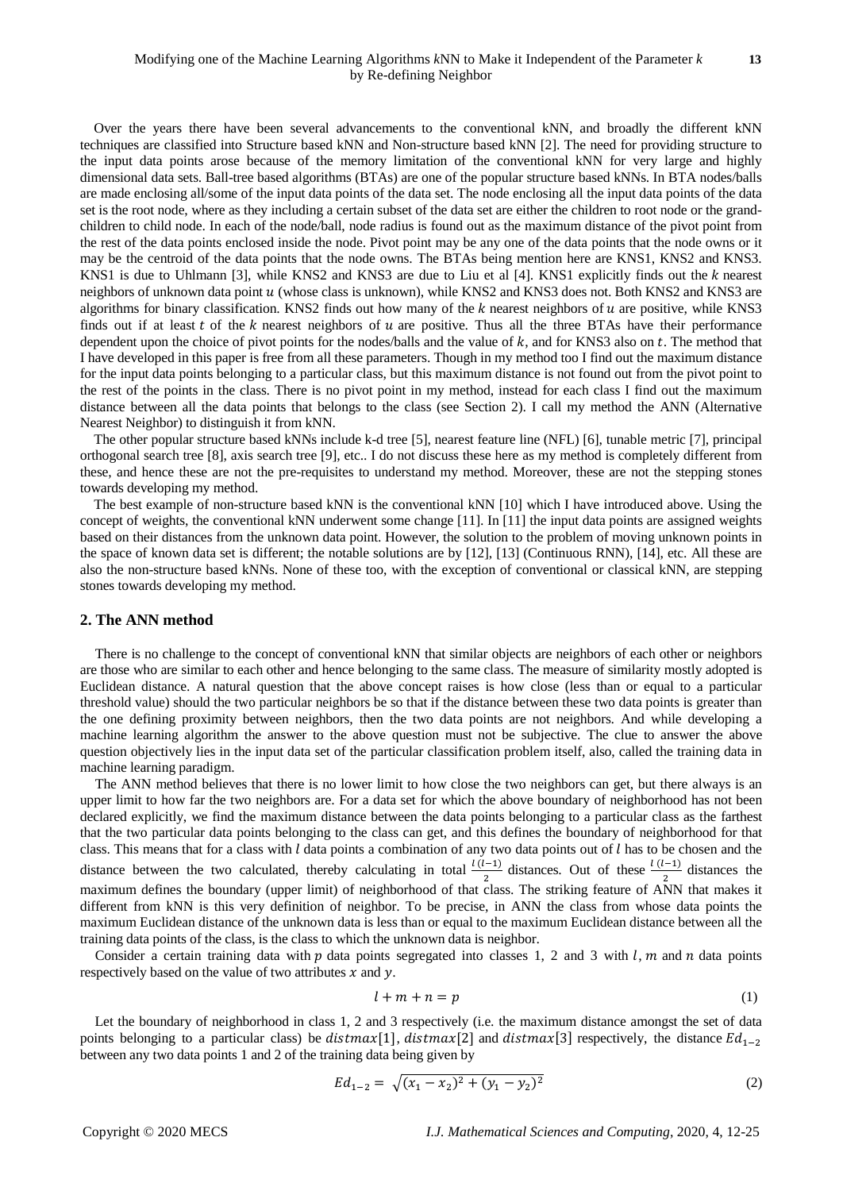Over the years there have been several advancements to the conventional kNN, and broadly the different kNN techniques are classified into Structure based kNN and Non-structure based kNN [2]. The need for providing structure to the input data points arose because of the memory limitation of the conventional kNN for very large and highly dimensional data sets. Ball-tree based algorithms (BTAs) are one of the popular structure based kNNs. In BTA nodes/balls are made enclosing all/some of the input data points of the data set. The node enclosing all the input data points of the data set is the root node, where as they including a certain subset of the data set are either the children to root node or the grand-children to child node. In each of the node/ball, node radius is found out as the maximum distance of the pivot point from the rest of the data points enclosed inside the node. Pivot point may be any one of the data points that the node owns or it may be the centroid of the data points that the node owns. The BTAs being mention here are KNS1, KNS2 and KNS3. KNS1 is due to Uhlmann [3], while KNS2 and KNS3 are due to Liu et al [4]. KNS1 explicitly finds out the $k$ nearest neighbors of unknown data point $u$ (whose class is unknown), while KNS2 and KNS3 does not. Both KNS2 and KNS3 are algorithms for binary classification. KNS2 finds out how many of the $k$ nearest neighbors of $u$ are positive, while KNS3 finds out if at least $t$ of the $k$ nearest neighbors of $u$ are positive. Thus all the three BTAs have their performance dependent upon the choice of pivot points for the nodes/balls and the value of $k$, and for KNS3 also on $t$. The method that I have developed in this paper is free from all these parameters. Though in my method too I find out the maximum distance for the input data points belonging to a particular class, but this maximum distance is not found out from the pivot point to the rest of the points in the class. There is no pivot point in my method, instead for each class I find out the maximum distance between all the data points that belongs to the class (see Section 2). I call my method the ANN (Alternative Nearest Neighbor) to distinguish it from kNN.

The other popular structure based kNNs include k-d tree [5], nearest feature line (NFL) [6], tunable metric [7], principal orthogonal search tree [8], axis search tree [9], etc.. I do not discuss these here as my method is completely different from these, and hence these are not the pre-requisites to understand my method. Moreover, these are not the stepping stones towards developing my method.

The best example of non-structure based kNN is the conventional kNN [10] which I have introduced above. Using the concept of weights, the conventional kNN underwent some change [11]. In [11] the input data points are assigned weights based on their distances from the unknown data point. However, the solution to the problem of moving unknown points in the space of known data set is different; the notable solutions are by [12], [13] (Continuous RNN), [14], etc. All these are also the non-structure based kNNs. None of these too, with the exception of conventional or classical kNN, are stepping stones towards developing my method.

## 2. The ANN method

There is no challenge to the concept of conventional kNN that similar objects are neighbors of each other or neighbors are those who are similar to each other and hence belonging to the same class. The measure of similarity mostly adopted is Euclidean distance. A natural question that the above concept raises is how close (less than or equal to a particular threshold value) should the two particular neighbors be so that if the distance between these two data points is greater than the one defining proximity between neighbors, then the two data points are not neighbors. And while developing a machine learning algorithm the answer to the above question must not be subjective. The clue to answer the above question objectively lies in the input data set of the particular classification problem itself, also, called the training data in machine learning paradigm.

The ANN method believes that there is no lower limit to how close the two neighbors can get, but there always is an upper limit to how far the two neighbors are. For a data set for which the above boundary of neighborhood has not been declared explicitly, we find the maximum distance between the data points belonging to a particular class as the farthest that the two particular data points belonging to the class can get, and this defines the boundary of neighborhood for that class. This means that for a class with $l$ data points a combination of any two data points out of $l$ has to be chosen and the distance between the two calculated, thereby calculating in total $\frac{l\,(l-1)}{2}$ distances. Out of these $\frac{l\,(l-1)}{2}$ distances the maximum defines the boundary (upper limit) of neighborhood of that class. The striking feature of ANN that makes it different from kNN is this very definition of neighbor. To be precise, in ANN the class from whose data points the maximum Euclidean distance of the unknown data is less than or equal to the maximum Euclidean distance between all the training data points of the class, is the class to which the unknown data is neighbor.

Consider a certain training data with $p$ data points segregated into classes 1, 2 and 3 with $l$, $m$ and $n$ data points respectively based on the value of two attributes $x$ and $y$.

$$l + m + n = p \tag{1}$$

Let the boundary of neighborhood in class 1, 2 and 3 respectively (i.e. the maximum distance amongst the set of data points belonging to a particular class) be $distmax[1]$, $distmax[2]$ and $distmax[3]$ respectively, the distance $Ed_{1-2}$ between any two data points 1 and 2 of the training data being given by

$$Ed_{1-2} = \sqrt{(x_1 - x_2)^2 + (y_1 - y_2)^2} \tag{2}$$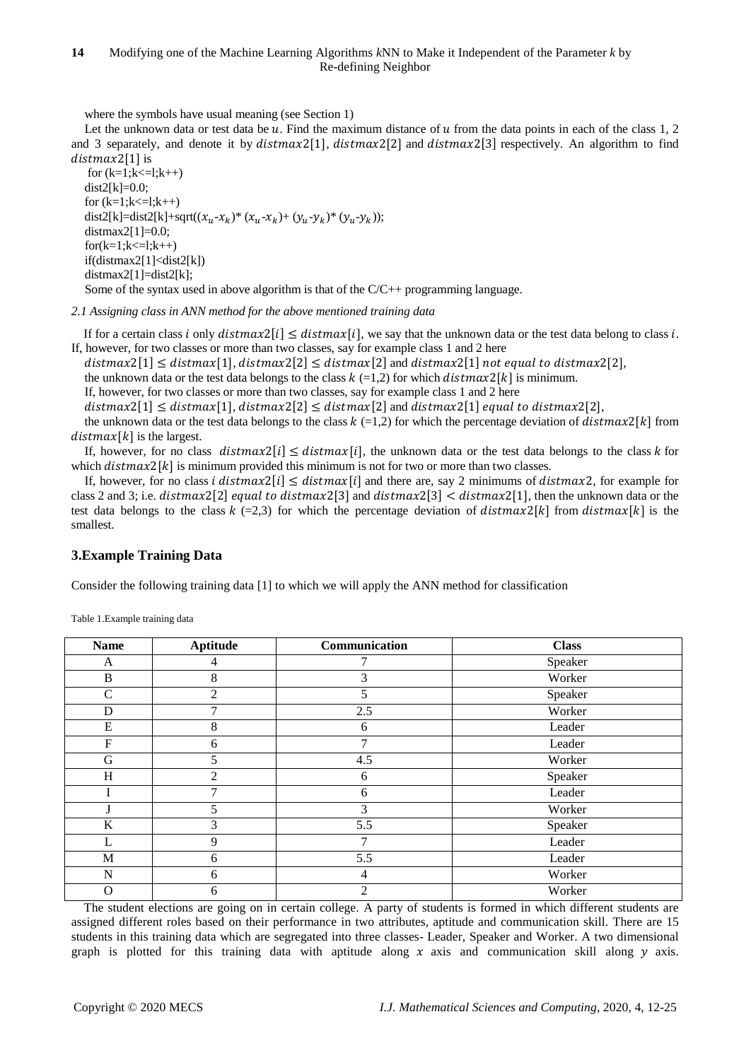where the symbols have usual meaning (see Section 1)

Let the unknown data or test data be $u$. Find the maximum distance of $u$ from the data points in each of the class 1, 2 and 3 separately, and denote it by $distmax2[1]$, $distmax2[2]$ and $distmax2[3]$ respectively. An algorithm to find $distmax2[1]$ is

```
for (k=1;k<=l;k++)
dist2[k]=0.0;
for (k=1;k<=l;k++)
dist2[k]=dist2[k]+sqrt((x_u-x_k)* (x_u-x_k)+ (y_u-y_k)* (y_u-y_k));
distmax2[1]=0.0;
for(k=1;k<=l;k++)
if(distmax2[1]<dist2[k])
distmax2[1]=dist2[k];
```

Some of the syntax used in above algorithm is that of the C/C++ programming language.

*2.1 Assigning class in ANN method for the above mentioned training data*

If for a certain class $i$ only $distmax2[i] \leq distmax[i]$, we say that the unknown data or the test data belong to class $i$. If, however, for two classes or more than two classes, say for example class 1 and 2 here

$distmax2[1] \leq distmax[1]$, $distmax2[2] \leq distmax[2]$ and $distmax2[1]$ $not\ equal\ to\ distmax2[2]$,

the unknown data or the test data belongs to the class $k$ (=1,2) for which $distmax2[k]$ is minimum.

If, however, for two classes or more than two classes, say for example class 1 and 2 here

$distmax2[1] \leq distmax[1]$, $distmax2[2] \leq distmax[2]$ and $distmax2[1]$ $equal\ to\ distmax2[2]$,

the unknown data or the test data belongs to the class $k$ (=1,2) for which the percentage deviation of $distmax2[k]$ from $distmax[k]$ is the largest.

If, however, for no class $distmax2[i] \leq distmax[i]$, the unknown data or the test data belongs to the class $k$ for which $distmax2[k]$ is minimum provided this minimum is not for two or more than two classes.

If, however, for no class $i$ $distmax2[i] \leq distmax[i]$ and there are, say 2 minimums of $distmax2$, for example for class 2 and 3; i.e. $distmax2[2]$ $equal\ to\ distmax2[3]$ and $distmax2[3] < distmax2[1]$, then the unknown data or the test data belongs to the class $k$ (=2,3) for which the percentage deviation of $distmax2[k]$ from $distmax[k]$ is the smallest.

## 3.Example Training Data

Consider the following training data [1] to which we will apply the ANN method for classification

Table 1.Example training data

| Name | Aptitude | Communication | Class |
|---|---|---|---|
| A | 4 | 7 | Speaker |
| B | 8 | 3 | Worker |
| C | 2 | 5 | Speaker |
| D | 7 | 2.5 | Worker |
| E | 8 | 6 | Leader |
| F | 6 | 7 | Leader |
| G | 5 | 4.5 | Worker |
| H | 2 | 6 | Speaker |
| I | 7 | 6 | Leader |
| J | 5 | 3 | Worker |
| K | 3 | 5.5 | Speaker |
| L | 9 | 7 | Leader |
| M | 6 | 5.5 | Leader |
| N | 6 | 4 | Worker |
| O | 6 | 2 | Worker |

The student elections are going on in certain college. A party of students is formed in which different students are assigned different roles based on their performance in two attributes, aptitude and communication skill. There are 15 students in this training data which are segregated into three classes- Leader, Speaker and Worker. A two dimensional graph is plotted for this training data with aptitude along $x$ axis and communication skill along $y$ axis.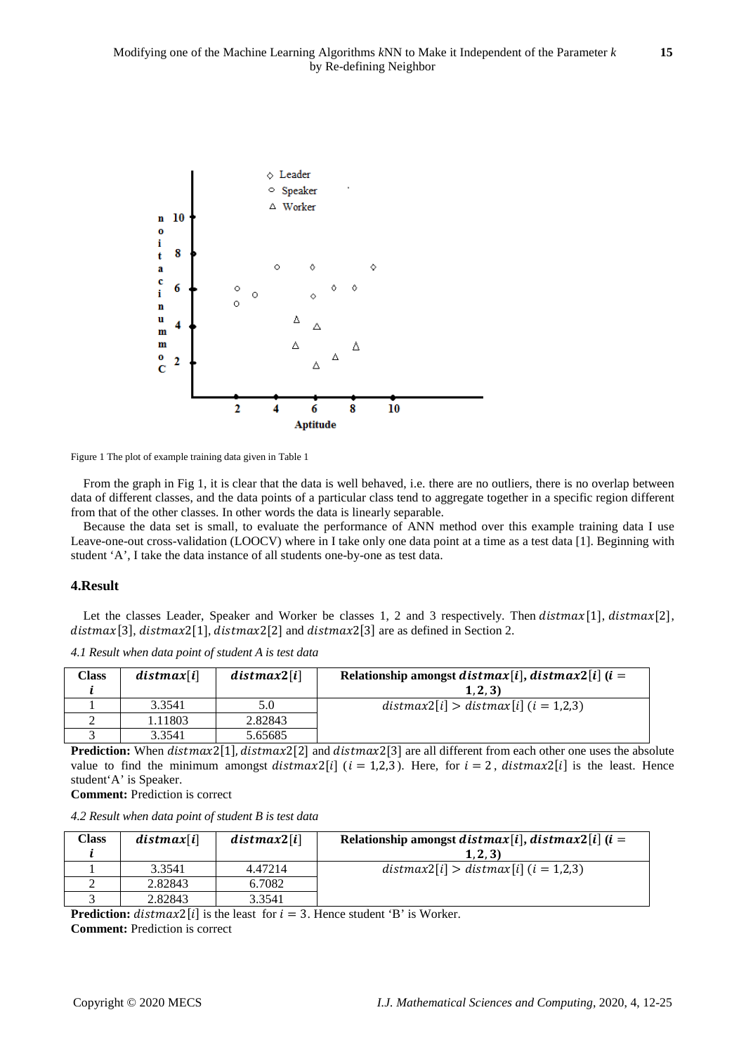Figure 1 The plot of example training data given in Table 1

From the graph in Fig 1, it is clear that the data is well behaved, i.e. there are no outliers, there is no overlap between data of different classes, and the data points of a particular class tend to aggregate together in a specific region different from that of the other classes. In other words the data is linearly separable.

Because the data set is small, to evaluate the performance of ANN method over this example training data I use Leave-one-out cross-validation (LOOCV) where in I take only one data point at a time as a test data [1]. Beginning with student 'A', I take the data instance of all students one-by-one as test data.

## 4.Result

Let the classes Leader, Speaker and Worker be classes 1, 2 and 3 respectively. Then $distmax[1]$, $distmax[2]$, $distmax[3]$, $distmax2[1]$, $distmax2[2]$ and $distmax2[3]$ are as defined in Section 2.

*4.1 Result when data point of student A is test data*

| **Class** $i$ | $distmax[i]$ | $distmax2[i]$ | **Relationship amongst** $distmax[i], distmax2[i]$ **(**$i = 1,2,3$**)** |
|---|---|---|---|
| 1 | 3.3541 | 5.0 | $distmax2[i] > distmax[i]$ $(i = 1,2,3)$ |
| 2 | 1.11803 | 2.82843 | |
| 3 | 3.3541 | 5.65685 | |

**Prediction:** When $distmax2[1], distmax2[2]$ and $distmax2[3]$ are all different from each other one uses the absolute value to find the minimum amongst $distmax2[i]$ $(i = 1,2,3)$. Here, for $i = 2$, $distmax2[i]$ is the least. Hence student'A' is Speaker.

**Comment:** Prediction is correct

*4.2 Result when data point of student B is test data*

| **Class** $i$ | $distmax[i]$ | $distmax2[i]$ | **Relationship amongst** $distmax[i], distmax2[i]$ **(**$i = 1,2,3$**)** |
|---|---|---|---|
| 1 | 3.3541 | 4.47214 | $distmax2[i] > distmax[i]$ $(i = 1,2,3)$ |
| 2 | 2.82843 | 6.7082 | |
| 3 | 2.82843 | 3.3541 | |

**Prediction:** $distmax2[i]$ is the least for $i = 3$. Hence student 'B' is Worker.

**Comment:** Prediction is correct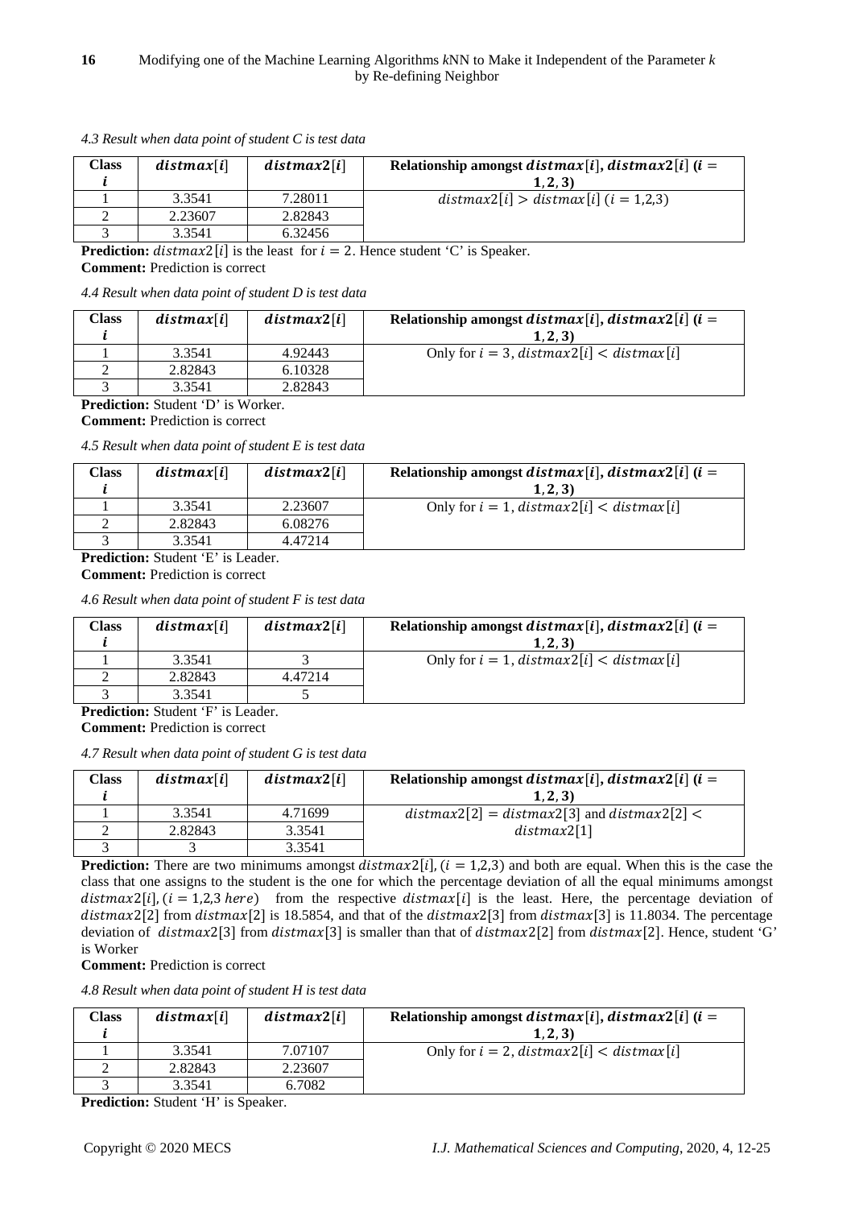*4.3 Result when data point of student C is test data*

| Class $i$ | $distmax[i]$ | $distmax2[i]$ | Relationship amongst $distmax[i]$, $distmax2[i]$ ($i = 1, 2, 3$) |
|---|---|---|---|
| 1 | 3.3541 | 7.28011 | $distmax2[i] > distmax[i]$ ($i = 1,2,3$) |
| 2 | 2.23607 | 2.82843 | |
| 3 | 3.3541 | 6.32456 | |

**Prediction:** $distmax2[i]$ is the least for $i = 2$. Hence student 'C' is Speaker.
**Comment:** Prediction is correct

*4.4 Result when data point of student D is test data*

| Class $i$ | $distmax[i]$ | $distmax2[i]$ | Relationship amongst $distmax[i]$, $distmax2[i]$ ($i = 1, 2, 3$) |
|---|---|---|---|
| 1 | 3.3541 | 4.92443 | Only for $i = 3$, $distmax2[i] < distmax[i]$ |
| 2 | 2.82843 | 6.10328 | |
| 3 | 3.3541 | 2.82843 | |

**Prediction:** Student 'D' is Worker.
**Comment:** Prediction is correct

*4.5 Result when data point of student E is test data*

| Class $i$ | $distmax[i]$ | $distmax2[i]$ | Relationship amongst $distmax[i]$, $distmax2[i]$ ($i = 1, 2, 3$) |
|---|---|---|---|
| 1 | 3.3541 | 2.23607 | Only for $i = 1$, $distmax2[i] < distmax[i]$ |
| 2 | 2.82843 | 6.08276 | |
| 3 | 3.3541 | 4.47214 | |

**Prediction:** Student 'E' is Leader.
**Comment:** Prediction is correct

*4.6 Result when data point of student F is test data*

| Class $i$ | $distmax[i]$ | $distmax2[i]$ | Relationship amongst $distmax[i]$, $distmax2[i]$ ($i = 1, 2, 3$) |
|---|---|---|---|
| 1 | 3.3541 | 3 | Only for $i = 1$, $distmax2[i] < distmax[i]$ |
| 2 | 2.82843 | 4.47214 | |
| 3 | 3.3541 | 5 | |

**Prediction:** Student 'F' is Leader.
**Comment:** Prediction is correct

*4.7 Result when data point of student G is test data*

| Class $i$ | $distmax[i]$ | $distmax2[i]$ | Relationship amongst $distmax[i]$, $distmax2[i]$ ($i = 1, 2, 3$) |
|---|---|---|---|
| 1 | 3.3541 | 4.71699 | $distmax2[2] = distmax2[3]$ and $distmax2[2] < distmax2[1]$ |
| 2 | 2.82843 | 3.3541 | |
| 3 | 3 | 3.3541 | |

**Prediction:** There are two minimums amongst $distmax2[i]$, $(i = 1,2,3)$ and both are equal. When this is the case the class that one assigns to the student is the one for which the percentage deviation of all the equal minimums amongst $distmax2[i]$, $(i = 1,2,3 \; here)$ from the respective $distmax[i]$ is the least. Here, the percentage deviation of $distmax2[2]$ from $distmax[2]$ is 18.5854, and that of the $distmax2[3]$ from $distmax[3]$ is 11.8034. The percentage deviation of $distmax2[3]$ from $distmax[3]$ is smaller than that of $distmax2[2]$ from $distmax[2]$. Hence, student 'G' is Worker
**Comment:** Prediction is correct

*4.8 Result when data point of student H is test data*

| Class $i$ | $distmax[i]$ | $distmax2[i]$ | Relationship amongst $distmax[i]$, $distmax2[i]$ ($i = 1, 2, 3$) |
|---|---|---|---|
| 1 | 3.3541 | 7.07107 | Only for $i = 2$, $distmax2[i] < distmax[i]$ |
| 2 | 2.82843 | 2.23607 | |
| 3 | 3.3541 | 6.7082 | |

**Prediction:** Student 'H' is Speaker.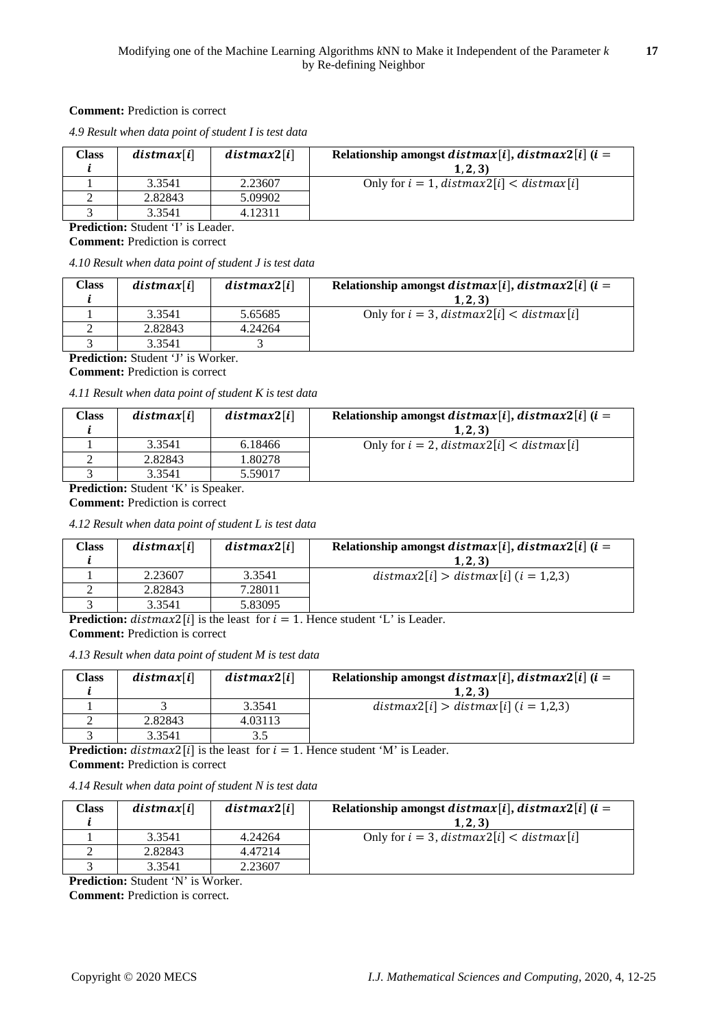**Comment:** Prediction is correct

*4.9 Result when data point of student I is test data*

| Class $i$ | $distmax[i]$ | $distmax2[i]$ | Relationship amongst $distmax[i]$, $distmax2[i]$ ($i = 1,2,3$) |
|---|---|---|---|
| 1 | 3.3541 | 2.23607 | Only for $i = 1$, $distmax2[i] < distmax[i]$ |
| 2 | 2.82843 | 5.09902 | |
| 3 | 3.3541 | 4.12311 | |

**Prediction:** Student 'I' is Leader.

**Comment:** Prediction is correct

*4.10 Result when data point of student J is test data*

| Class $i$ | $distmax[i]$ | $distmax2[i]$ | Relationship amongst $distmax[i]$, $distmax2[i]$ ($i = 1,2,3$) |
|---|---|---|---|
| 1 | 3.3541 | 5.65685 | Only for $i = 3$, $distmax2[i] < distmax[i]$ |
| 2 | 2.82843 | 4.24264 | |
| 3 | 3.3541 | 3 | |

**Prediction:** Student 'J' is Worker.

**Comment:** Prediction is correct

*4.11 Result when data point of student K is test data*

| Class $i$ | $distmax[i]$ | $distmax2[i]$ | Relationship amongst $distmax[i]$, $distmax2[i]$ ($i = 1,2,3$) |
|---|---|---|---|
| 1 | 3.3541 | 6.18466 | Only for $i = 2$, $distmax2[i] < distmax[i]$ |
| 2 | 2.82843 | 1.80278 | |
| 3 | 3.3541 | 5.59017 | |

**Prediction:** Student 'K' is Speaker.

**Comment:** Prediction is correct

*4.12 Result when data point of student L is test data*

| Class $i$ | $distmax[i]$ | $distmax2[i]$ | Relationship amongst $distmax[i]$, $distmax2[i]$ ($i = 1,2,3$) |
|---|---|---|---|
| 1 | 2.23607 | 3.3541 | $distmax2[i] > distmax[i]$ ($i = 1,2,3$) |
| 2 | 2.82843 | 7.28011 | |
| 3 | 3.3541 | 5.83095 | |

**Prediction:** $distmax2[i]$ is the least for $i = 1$. Hence student 'L' is Leader.

**Comment:** Prediction is correct

*4.13 Result when data point of student M is test data*

| Class $i$ | $distmax[i]$ | $distmax2[i]$ | Relationship amongst $distmax[i]$, $distmax2[i]$ ($i = 1,2,3$) |
|---|---|---|---|
| 1 | 3 | 3.3541 | $distmax2[i] > distmax[i]$ ($i = 1,2,3$) |
| 2 | 2.82843 | 4.03113 | |
| 3 | 3.3541 | 3.5 | |

**Prediction:** $distmax2[i]$ is the least for $i = 1$. Hence student 'M' is Leader.

**Comment:** Prediction is correct

*4.14 Result when data point of student N is test data*

| Class $i$ | $distmax[i]$ | $distmax2[i]$ | Relationship amongst $distmax[i]$, $distmax2[i]$ ($i = 1,2,3$) |
|---|---|---|---|
| 1 | 3.3541 | 4.24264 | Only for $i = 3$, $distmax2[i] < distmax[i]$ |
| 2 | 2.82843 | 4.47214 | |
| 3 | 3.3541 | 2.23607 | |

**Prediction:** Student 'N' is Worker.

**Comment:** Prediction is correct.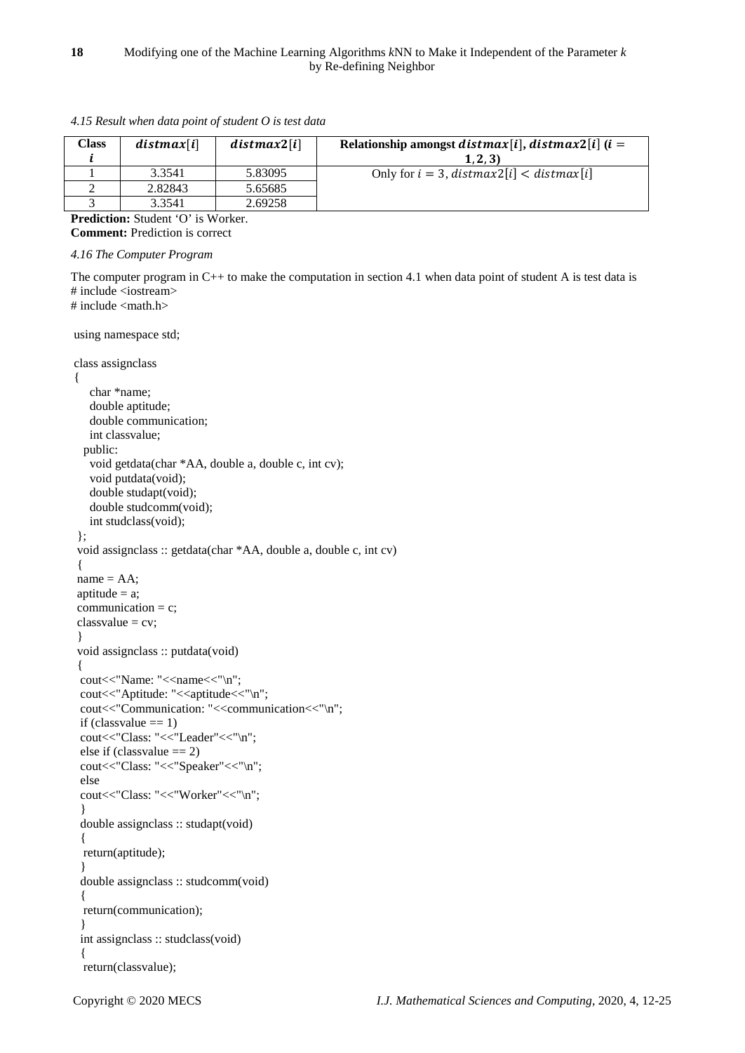*4.15 Result when data point of student O is test data*

| **Class** $i$ | $distmax[i]$ | $distmax2[i]$ | **Relationship amongst** $distmax[i]$**,** $distmax2[i]$ **(**$i = 1, 2, 3$**)** |
|---|---|---|---|
| 1 | 3.3541 | 5.83095 | Only for $i = 3$, $distmax2[i] < distmax[i]$ |
| 2 | 2.82843 | 5.65685 | |
| 3 | 3.3541 | 2.69258 | |

**Prediction:** Student 'O' is Worker.
**Comment:** Prediction is correct

*4.16 The Computer Program*

The computer program in C++ to make the computation in section 4.1 when data point of student A is test data is

```
# include <iostream>
# include <math.h>

 using namespace std;

 class assignclass
 {
    char *name;
    double aptitude;
    double communication;
    int classvalue;
   public:
    void getdata(char *AA, double a, double c, int cv);
    void putdata(void);
    double studapt(void);
    double studcomm(void);
    int studclass(void);
 };
 void assignclass :: getdata(char *AA, double a, double c, int cv)
 {
 name = AA;
 aptitude = a;
 communication = c;
 classvalue = cv;
 }
 void assignclass :: putdata(void)
 {
  cout<<"Name: "<<name<<"\n";
  cout<<"Aptitude: "<<aptitude<<"\n";
  cout<<"Communication: "<<communication<<"\n";
  if (classvalue == 1)
  cout<<"Class: "<<"Leader"<<"\n";
  else if (classvalue == 2)
  cout<<"Class: "<<"Speaker"<<"\n";
  else
  cout<<"Class: "<<"Worker"<<"\n";
  }
  double assignclass :: studapt(void)
  {
   return(aptitude);
  }
  double assignclass :: studcomm(void)
  {
   return(communication);
  }
  int assignclass :: studclass(void)
  {
   return(classvalue);
```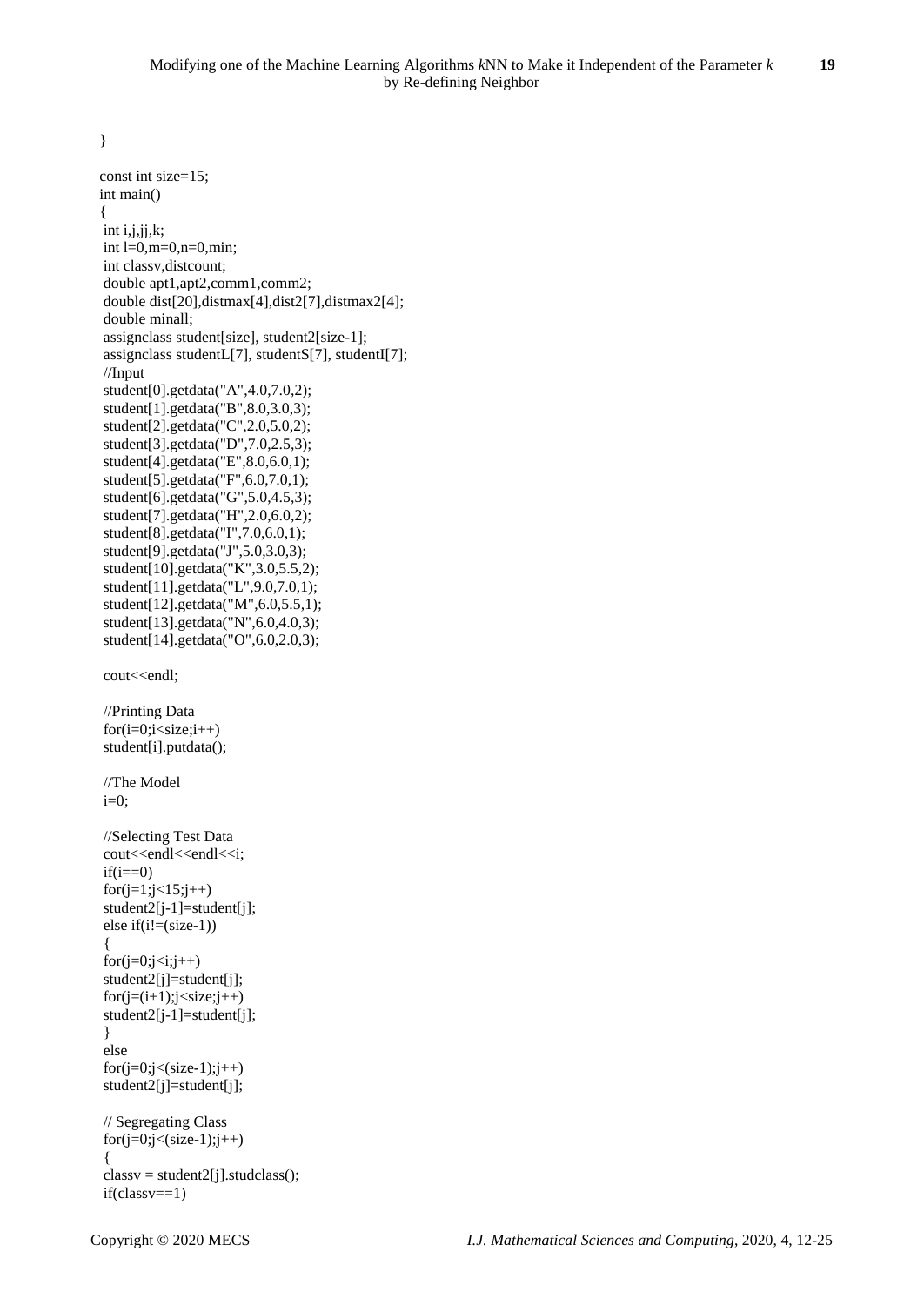```
}

const int size=15;
int main()
{
 int i,j,jj,k;
 int l=0,m=0,n=0,min;
 int classv,distcount;
 double apt1,apt2,comm1,comm2;
 double dist[20],distmax[4],dist2[7],distmax2[4];
 double minall;
 assignclass student[size], student2[size-1];
 assignclass studentL[7], studentS[7], studentI[7];
 //Input
 student[0].getdata("A",4.0,7.0,2);
 student[1].getdata("B",8.0,3.0,3);
 student[2].getdata("C",2.0,5.0,2);
 student[3].getdata("D",7.0,2.5,3);
 student[4].getdata("E",8.0,6.0,1);
 student[5].getdata("F",6.0,7.0,1);
 student[6].getdata("G",5.0,4.5,3);
 student[7].getdata("H",2.0,6.0,2);
 student[8].getdata("I",7.0,6.0,1);
 student[9].getdata("J",5.0,3.0,3);
 student[10].getdata("K",3.0,5.5,2);
 student[11].getdata("L",9.0,7.0,1);
 student[12].getdata("M",6.0,5.5,1);
 student[13].getdata("N",6.0,4.0,3);
 student[14].getdata("O",6.0,2.0,3);

 cout<<endl;

 //Printing Data
 for(i=0;i<size;i++)
 student[i].putdata();

 //The Model
 i=0;

 //Selecting Test Data
 cout<<endl<<endl<<i;
 if(i==0)
 for(j=1;j<15;j++)
 student2[j-1]=student[j];
 else if(i!=(size-1))
 {
 for(j=0;j<i;j++)
 student2[j]=student[j];
 for(j=(i+1);j<size;j++)
 student2[j-1]=student[j];
 }
 else
 for(j=0;j<(size-1);j++)
 student2[j]=student[j];

 // Segregating Class
 for(j=0;j<(size-1);j++)
 {
 classv = student2[j].studclass();
 if(classv==1)
```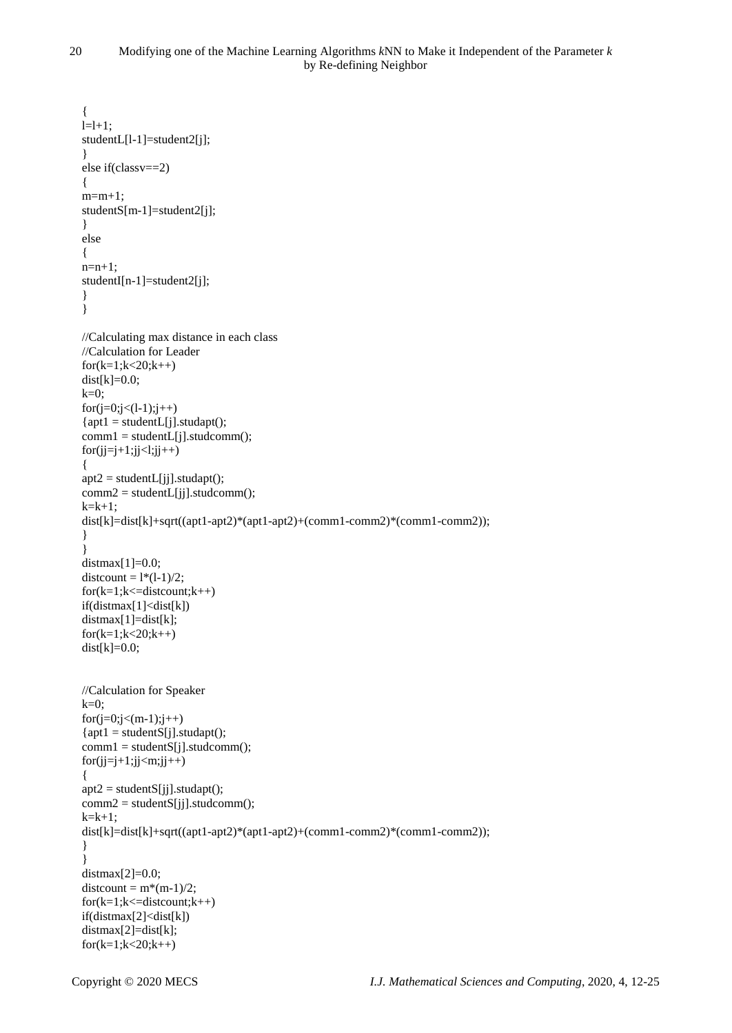```
{
l=l+1;
studentL[l-1]=student2[j];
}
else if(classv==2)
{
m=m+1;
studentS[m-1]=student2[j];
}
else
{
n=n+1;
studentI[n-1]=student2[j];
}
}

//Calculating max distance in each class
//Calculation for Leader
for(k=1;k<20;k++)
dist[k]=0.0;
k=0;
for(j=0;j<(l-1);j++)
{apt1 = studentL[j].studapt();
comm1 = studentL[j].studcomm();
for(jj=j+1;jj<l;jj++)
{
apt2 = studentL[jj].studapt();
comm2 = studentL[jj].studcomm();
k=k+1;
dist[k]=dist[k]+sqrt((apt1-apt2)*(apt1-apt2)+(comm1-comm2)*(comm1-comm2));
}
}
distmax[1]=0.0;
distcount = l*(l-1)/2;
for(k=1;k<=distcount;k++)
if(distmax[1]<dist[k])
distmax[1]=dist[k];
for(k=1;k<20;k++)
dist[k]=0.0;


//Calculation for Speaker
k=0;
for(j=0;j<(m-1);j++)
{apt1 = studentS[j].studapt();
comm1 = studentS[j].studcomm();
for(jj=j+1;jj<m;jj++)
{
apt2 = studentS[jj].studapt();
comm2 = studentS[jj].studcomm();
k=k+1;
dist[k]=dist[k]+sqrt((apt1-apt2)*(apt1-apt2)+(comm1-comm2)*(comm1-comm2));
}
}
distmax[2]=0.0;
distcount = m*(m-1)/2;
for(k=1;k<=distcount;k++)
if(distmax[2]<dist[k])
distmax[2]=dist[k];
for(k=1;k<20;k++)
```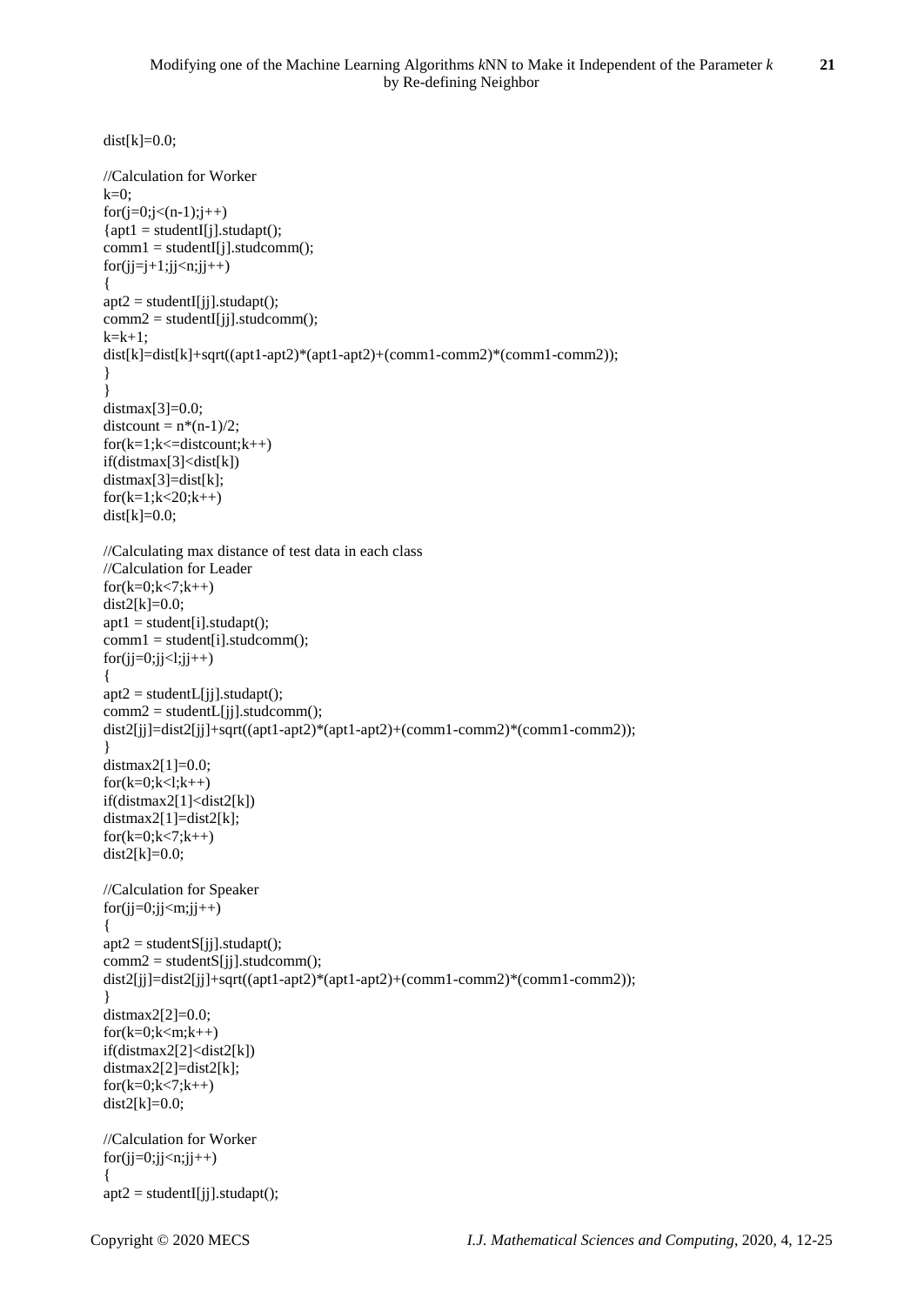```
dist[k]=0.0;

//Calculation for Worker
k=0;
for(j=0;j<(n-1);j++)
{apt1 = studentI[j].studapt();
comm1 = studentI[j].studcomm();
for(jj=j+1;jj<n;jj++)
{
apt2 = studentI[jj].studapt();
comm2 = studentI[jj].studcomm();
k=k+1;
dist[k]=dist[k]+sqrt((apt1-apt2)*(apt1-apt2)+(comm1-comm2)*(comm1-comm2));
}
}
distmax[3]=0.0;
distcount = n*(n-1)/2;
for(k=1;k<=distcount;k++)
if(distmax[3]<dist[k])
distmax[3]=dist[k];
for(k=1;k<20;k++)
dist[k]=0.0;

//Calculating max distance of test data in each class
//Calculation for Leader
for(k=0;k<7;k++)
dist2[k]=0.0;
apt1 = student[i].studapt();
comm1 = student[i].studcomm();
for(jj=0;jj<l;jj++)
{
apt2 = studentL[jj].studapt();
comm2 = studentL[jj].studcomm();
dist2[jj]=dist2[jj]+sqrt((apt1-apt2)*(apt1-apt2)+(comm1-comm2)*(comm1-comm2));
}
distmax2[1]=0.0;
for(k=0;k<l;k++)
if(distmax2[1]<dist2[k])
distmax2[1]=dist2[k];
for(k=0;k<7;k++)
dist2[k]=0.0;

//Calculation for Speaker
for(jj=0;jj<m;jj++)
{
apt2 = studentS[jj].studapt();
comm2 = studentS[jj].studcomm();
dist2[jj]=dist2[jj]+sqrt((apt1-apt2)*(apt1-apt2)+(comm1-comm2)*(comm1-comm2));
}
distmax2[2]=0.0;
for(k=0;k<m;k++)
if(distmax2[2]<dist2[k])
distmax2[2]=dist2[k];
for(k=0;k<7;k++)
dist2[k]=0.0;

//Calculation for Worker
for(jj=0;jj<n;jj++)
{
apt2 = studentI[jj].studapt();
```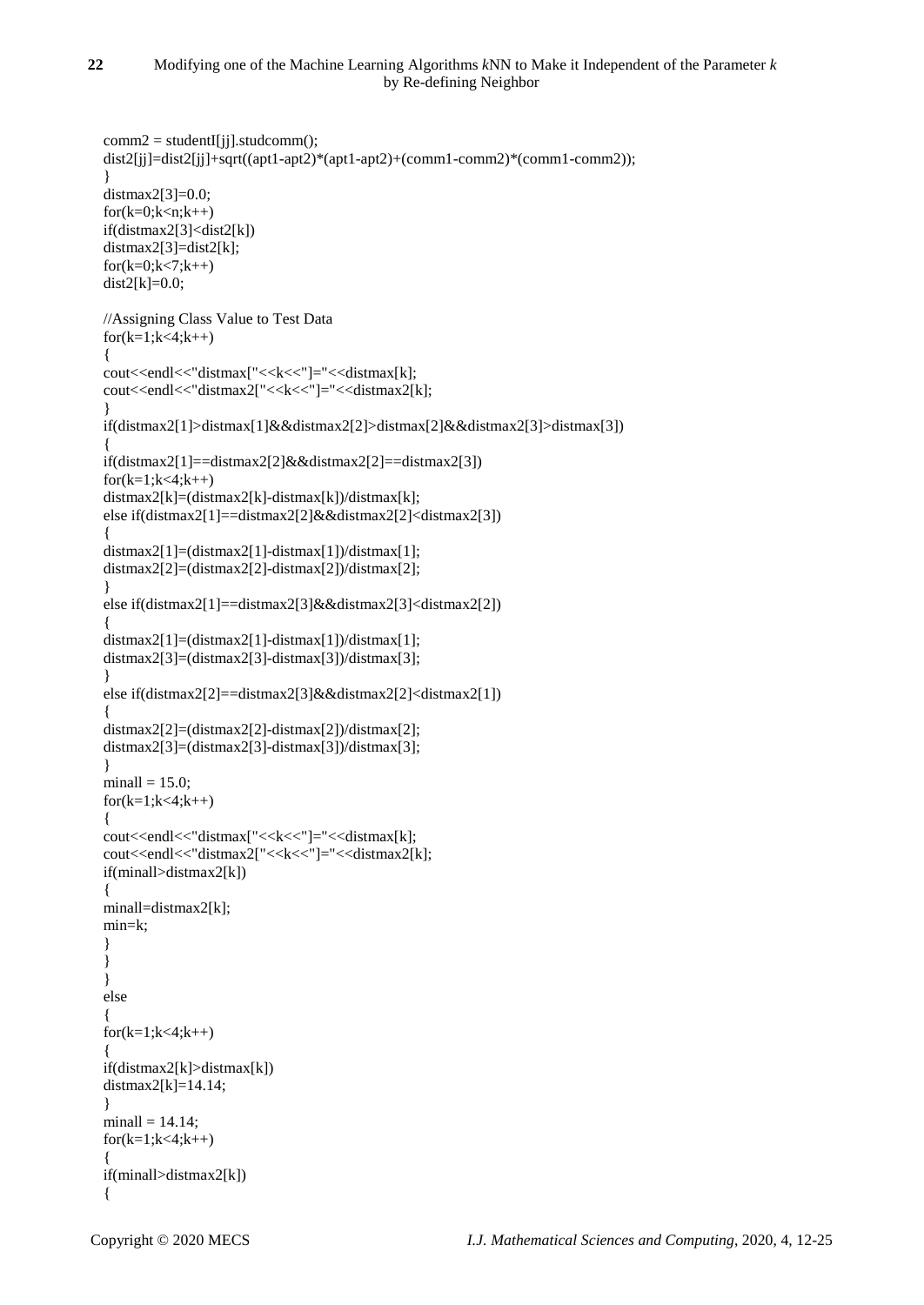```
comm2 = studentI[jj].studcomm();
dist2[jj]=dist2[jj]+sqrt((apt1-apt2)*(apt1-apt2)+(comm1-comm2)*(comm1-comm2));
}
distmax2[3]=0.0;
for(k=0;k<n;k++)
if(distmax2[3]<dist2[k])
distmax2[3]=dist2[k];
for(k=0;k<7;k++)
dist2[k]=0.0;

//Assigning Class Value to Test Data
for(k=1;k<4;k++)
{
cout<<endl<<"distmax["<<k<<"]="<<distmax[k];
cout<<endl<<"distmax2["<<k<<"]="<<distmax2[k];
}
if(distmax2[1]>distmax[1]&&distmax2[2]>distmax[2]&&distmax2[3]>distmax[3])
{
if(distmax2[1]==distmax2[2]&&distmax2[2]==distmax2[3])
for(k=1;k<4;k++)
distmax2[k]=(distmax2[k]-distmax[k])/distmax[k];
else if(distmax2[1]==distmax2[2]&&distmax2[2]<distmax2[3])
{
distmax2[1]=(distmax2[1]-distmax[1])/distmax[1];
distmax2[2]=(distmax2[2]-distmax[2])/distmax[2];
}
else if(distmax2[1]==distmax2[3]&&distmax2[3]<distmax2[2])
{
distmax2[1]=(distmax2[1]-distmax[1])/distmax[1];
distmax2[3]=(distmax2[3]-distmax[3])/distmax[3];
}
else if(distmax2[2]==distmax2[3]&&distmax2[2]<distmax2[1])
{
distmax2[2]=(distmax2[2]-distmax[2])/distmax[2];
distmax2[3]=(distmax2[3]-distmax[3])/distmax[3];
}
minall = 15.0;
for(k=1;k<4;k++)
{
cout<<endl<<"distmax["<<k<<"]="<<distmax[k];
cout<<endl<<"distmax2["<<k<<"]="<<distmax2[k];
if(minall>distmax2[k])
{
minall=distmax2[k];
min=k;
}
}
}
else
{
for(k=1;k<4;k++)
{
if(distmax2[k]>distmax[k])
distmax2[k]=14.14;
}
minall = 14.14;
for(k=1;k<4;k++)
{
if(minall>distmax2[k])
{
```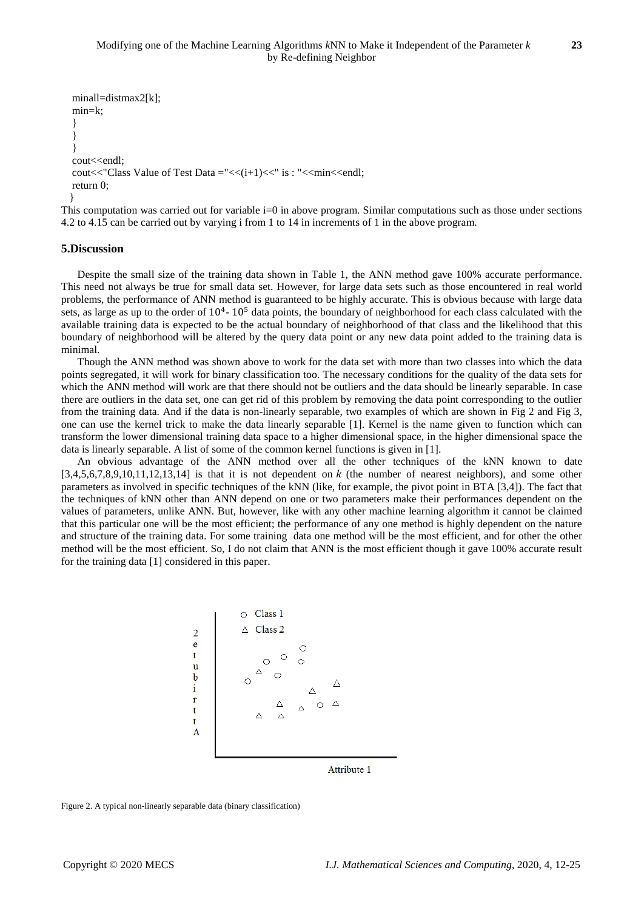```
  minall=distmax2[k];
  min=k;
  }
  }
  }
  cout<<endl;
  cout<<"Class Value of Test Data ="<<(i+1)<<" is : "<<min<<endl;
  return 0;
 }
```

This computation was carried out for variable i=0 in above program. Similar computations such as those under sections 4.2 to 4.15 can be carried out by varying i from 1 to 14 in increments of 1 in the above program.

## 5.Discussion

Despite the small size of the training data shown in Table 1, the ANN method gave 100% accurate performance. This need not always be true for small data set. However, for large data sets such as those encountered in real world problems, the performance of ANN method is guaranteed to be highly accurate. This is obvious because with large data sets, as large as up to the order of $10^4$ - $10^5$ data points, the boundary of neighborhood for each class calculated with the available training data is expected to be the actual boundary of neighborhood of that class and the likelihood that this boundary of neighborhood will be altered by the query data point or any new data point added to the training data is minimal.

Though the ANN method was shown above to work for the data set with more than two classes into which the data points segregated, it will work for binary classification too. The necessary conditions for the quality of the data sets for which the ANN method will work are that there should not be outliers and the data should be linearly separable. In case there are outliers in the data set, one can get rid of this problem by removing the data point corresponding to the outlier from the training data. And if the data is non-linearly separable, two examples of which are shown in Fig 2 and Fig 3, one can use the kernel trick to make the data linearly separable [1]. Kernel is the name given to function which can transform the lower dimensional training data space to a higher dimensional space, in the higher dimensional space the data is linearly separable. A list of some of the common kernel functions is given in [1].

An obvious advantage of the ANN method over all the other techniques of the kNN known to date [3,4,5,6,7,8,9,10,11,12,13,14] is that it is not dependent on *k* (the number of nearest neighbors), and some other parameters as involved in specific techniques of the kNN (like, for example, the pivot point in BTA [3,4]). The fact that the techniques of kNN other than ANN depend on one or two parameters make their performances dependent on the values of parameters, unlike ANN. But, however, like with any other machine learning algorithm it cannot be claimed that this particular one will be the most efficient; the performance of any one method is highly dependent on the nature and structure of the training data. For some training data one method will be the most efficient, and for other the other method will be the most efficient. So, I do not claim that ANN is the most efficient though it gave 100% accurate result for the training data [1] considered in this paper.

Figure 2. A typical non-linearly separable data (binary classification)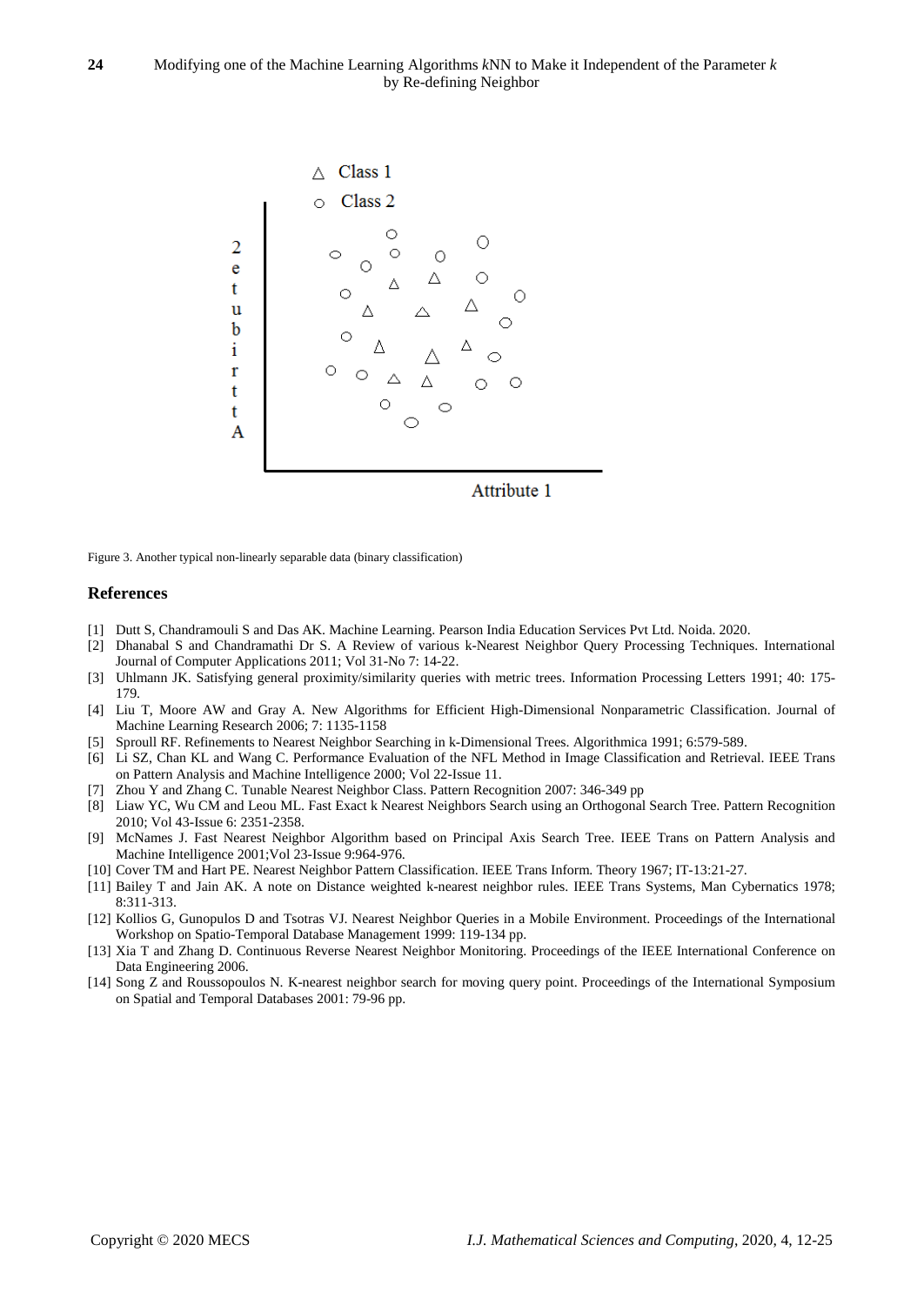Figure 3. Another typical non-linearly separable data (binary classification)

## References

[1] Dutt S, Chandramouli S and Das AK. Machine Learning. Pearson India Education Services Pvt Ltd. Noida. 2020.
[2] Dhanabal S and Chandramathi Dr S. A Review of various k-Nearest Neighbor Query Processing Techniques. International Journal of Computer Applications 2011; Vol 31-No 7: 14-22.
[3] Uhlmann JK. Satisfying general proximity/similarity queries with metric trees. Information Processing Letters 1991; 40: 175-179.
[4] Liu T, Moore AW and Gray A. New Algorithms for Efficient High-Dimensional Nonparametric Classification. Journal of Machine Learning Research 2006; 7: 1135-1158
[5] Sproull RF. Refinements to Nearest Neighbor Searching in k-Dimensional Trees. Algorithmica 1991; 6:579-589.
[6] Li SZ, Chan KL and Wang C. Performance Evaluation of the NFL Method in Image Classification and Retrieval. IEEE Trans on Pattern Analysis and Machine Intelligence 2000; Vol 22-Issue 11.
[7] Zhou Y and Zhang C. Tunable Nearest Neighbor Class. Pattern Recognition 2007: 346-349 pp
[8] Liaw YC, Wu CM and Leou ML. Fast Exact k Nearest Neighbors Search using an Orthogonal Search Tree. Pattern Recognition 2010; Vol 43-Issue 6: 2351-2358.
[9] McNames J. Fast Nearest Neighbor Algorithm based on Principal Axis Search Tree. IEEE Trans on Pattern Analysis and Machine Intelligence 2001;Vol 23-Issue 9:964-976.
[10] Cover TM and Hart PE. Nearest Neighbor Pattern Classification. IEEE Trans Inform. Theory 1967; IT-13:21-27.
[11] Bailey T and Jain AK. A note on Distance weighted k-nearest neighbor rules. IEEE Trans Systems, Man Cybernatics 1978; 8:311-313.
[12] Kollios G, Gunopulos D and Tsotras VJ. Nearest Neighbor Queries in a Mobile Environment. Proceedings of the International Workshop on Spatio-Temporal Database Management 1999: 119-134 pp.
[13] Xia T and Zhang D. Continuous Reverse Nearest Neighbor Monitoring. Proceedings of the IEEE International Conference on Data Engineering 2006.
[14] Song Z and Roussopoulos N. K-nearest neighbor search for moving query point. Proceedings of the International Symposium on Spatial and Temporal Databases 2001: 79-96 pp.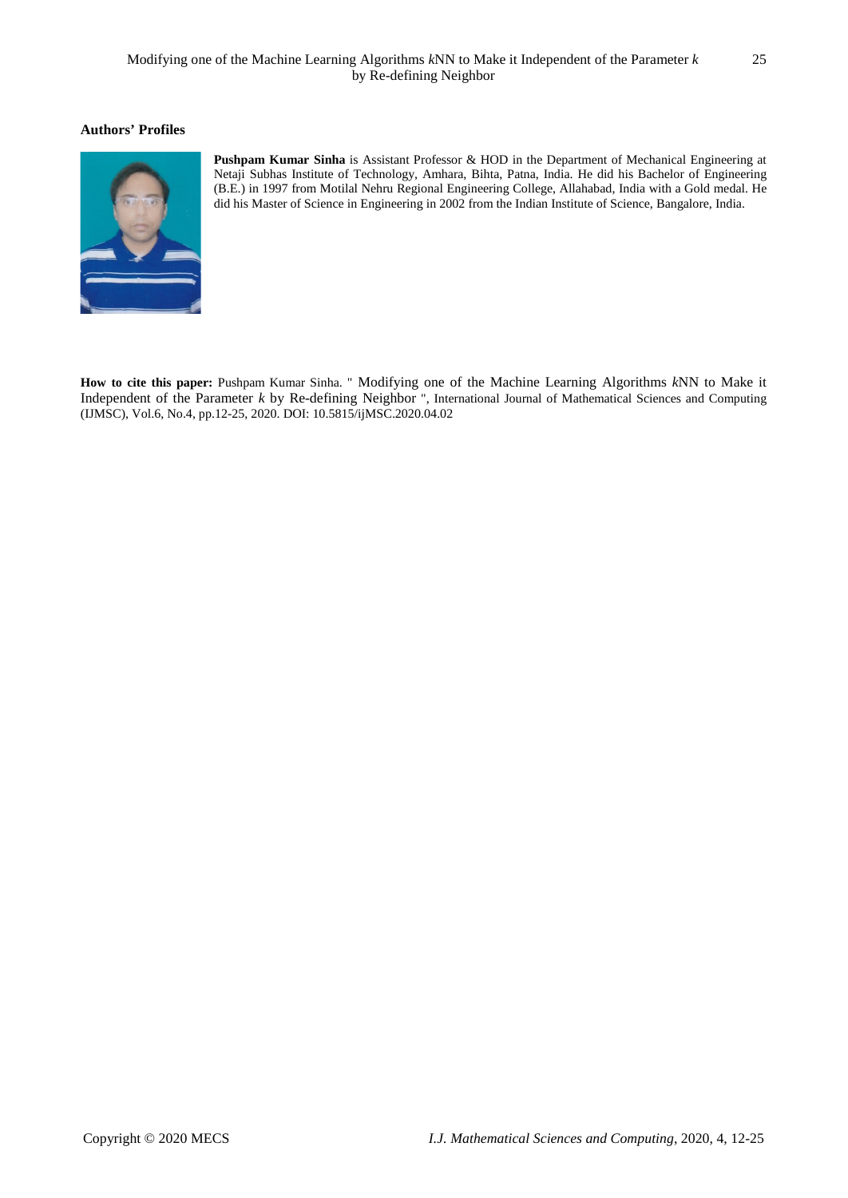**Authors' Profiles**

**Pushpam Kumar Sinha** is Assistant Professor & HOD in the Department of Mechanical Engineering at Netaji Subhas Institute of Technology, Amhara, Bihta, Patna, India. He did his Bachelor of Engineering (B.E.) in 1997 from Motilal Nehru Regional Engineering College, Allahabad, India with a Gold medal. He did his Master of Science in Engineering in 2002 from the Indian Institute of Science, Bangalore, India.

**How to cite this paper:** Pushpam Kumar Sinha. " Modifying one of the Machine Learning Algorithms *k*NN to Make it Independent of the Parameter *k* by Re-defining Neighbor ", International Journal of Mathematical Sciences and Computing (IJMSC), Vol.6, No.4, pp.12-25, 2020. DOI: 10.5815/ijMSC.2020.04.02